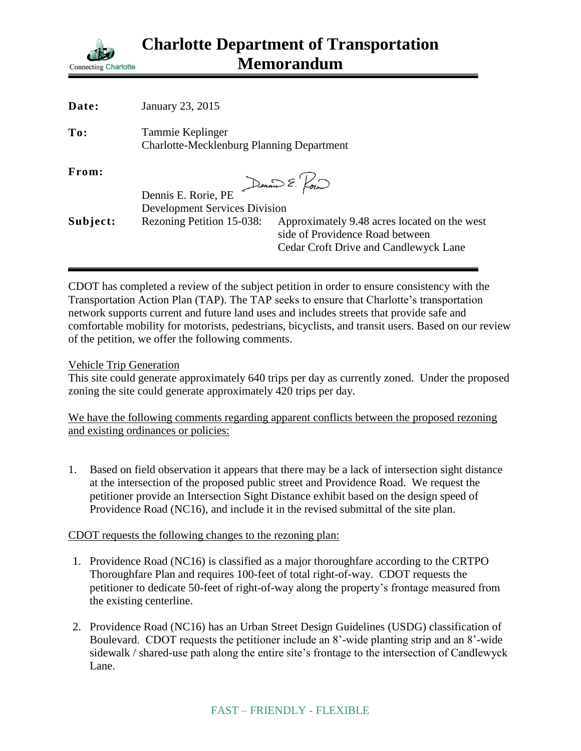# Charlotte Department of Transportation Memorandum

Connecting Charlotte

| | |
|---|---|
| **Date:** | January 23, 2015 |
| **To:** | Tammie Keplinger<br>Charlotte-Mecklenburg Planning Department |
| **From:** | Dennis E. Rorie, PE<br>Development Services Division |
| **Subject:** | Rezoning Petition 15-038: Approximately 9.48 acres located on the west side of Providence Road between Cedar Croft Drive and Candlewyck Lane |

CDOT has completed a review of the subject petition in order to ensure consistency with the Transportation Action Plan (TAP). The TAP seeks to ensure that Charlotte's transportation network supports current and future land uses and includes streets that provide safe and comfortable mobility for motorists, pedestrians, bicyclists, and transit users. Based on our review of the petition, we offer the following comments.

Vehicle Trip Generation

This site could generate approximately 640 trips per day as currently zoned. Under the proposed zoning the site could generate approximately 420 trips per day.

We have the following comments regarding apparent conflicts between the proposed rezoning and existing ordinances or policies:

1. Based on field observation it appears that there may be a lack of intersection sight distance at the intersection of the proposed public street and Providence Road. We request the petitioner provide an Intersection Sight Distance exhibit based on the design speed of Providence Road (NC16), and include it in the revised submittal of the site plan.

CDOT requests the following changes to the rezoning plan:

1. Providence Road (NC16) is classified as a major thoroughfare according to the CRTPO Thoroughfare Plan and requires 100-feet of total right-of-way. CDOT requests the petitioner to dedicate 50-feet of right-of-way along the property's frontage measured from the existing centerline.

2. Providence Road (NC16) has an Urban Street Design Guidelines (USDG) classification of Boulevard. CDOT requests the petitioner include an 8'-wide planting strip and an 8'-wide sidewalk / shared-use path along the entire site's frontage to the intersection of Candlewyck Lane.

FAST – FRIENDLY - FLEXIBLE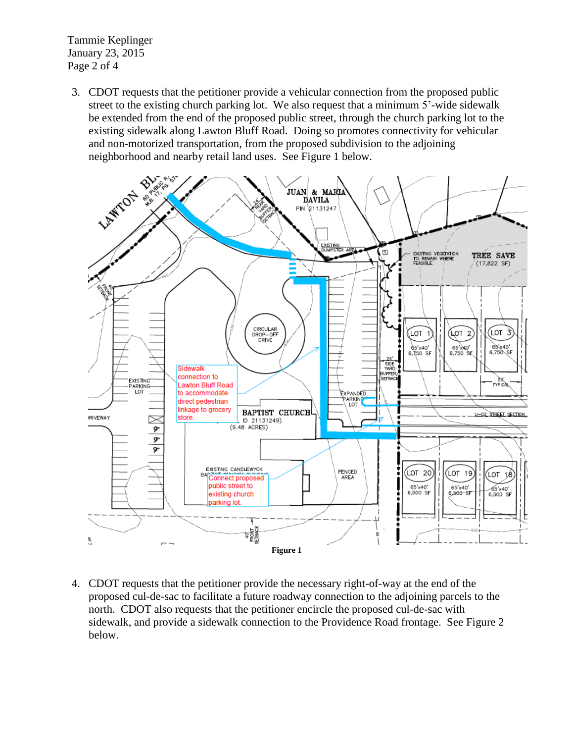3. CDOT requests that the petitioner provide a vehicular connection from the proposed public street to the existing church parking lot. We also request that a minimum 5'-wide sidewalk be extended from the end of the proposed public street, through the church parking lot to the existing sidewalk along Lawton Bluff Road. Doing so promotes connectivity for vehicular and non-motorized transportation, from the proposed subdivision to the adjoining neighborhood and nearby retail land uses. See Figure 1 below.

**Figure 1**

4. CDOT requests that the petitioner provide the necessary right-of-way at the end of the proposed cul-de-sac to facilitate a future roadway connection to the adjoining parcels to the north. CDOT also requests that the petitioner encircle the proposed cul-de-sac with sidewalk, and provide a sidewalk connection to the Providence Road frontage. See Figure 2 below.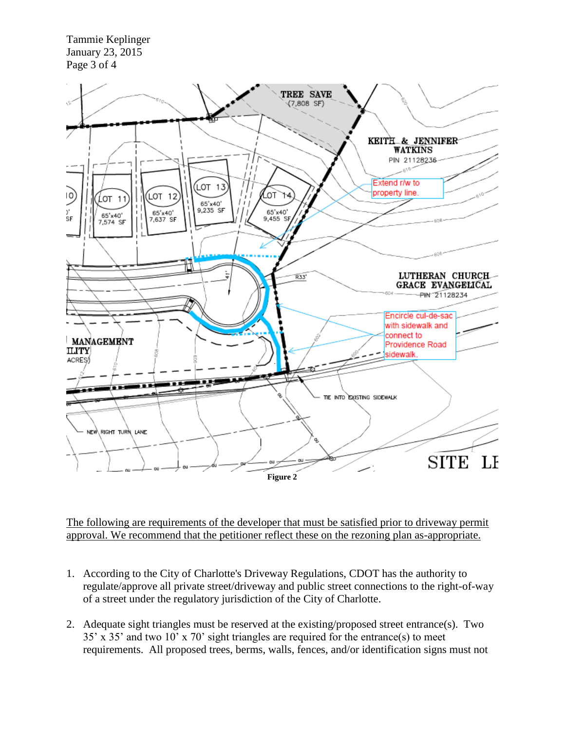Figure 2

The following are requirements of the developer that must be satisfied prior to driveway permit approval. We recommend that the petitioner reflect these on the rezoning plan as-appropriate.

1. According to the City of Charlotte's Driveway Regulations, CDOT has the authority to regulate/approve all private street/driveway and public street connections to the right-of-way of a street under the regulatory jurisdiction of the City of Charlotte.

2. Adequate sight triangles must be reserved at the existing/proposed street entrance(s). Two 35' x 35' and two 10' x 70' sight triangles are required for the entrance(s) to meet requirements. All proposed trees, berms, walls, fences, and/or identification signs must not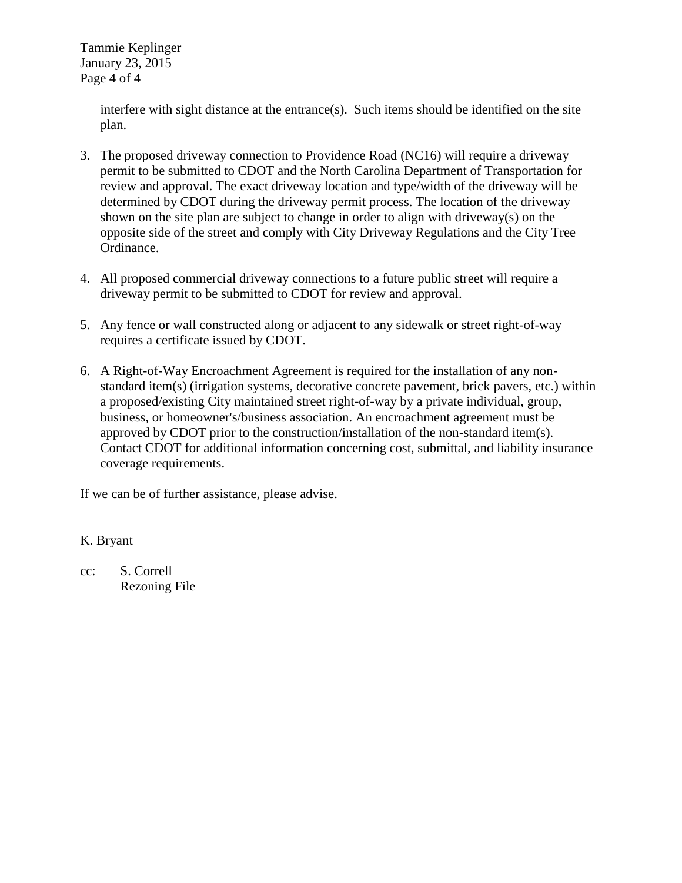interfere with sight distance at the entrance(s). Such items should be identified on the site plan.

3. The proposed driveway connection to Providence Road (NC16) will require a driveway permit to be submitted to CDOT and the North Carolina Department of Transportation for review and approval. The exact driveway location and type/width of the driveway will be determined by CDOT during the driveway permit process. The location of the driveway shown on the site plan are subject to change in order to align with driveway(s) on the opposite side of the street and comply with City Driveway Regulations and the City Tree Ordinance.

4. All proposed commercial driveway connections to a future public street will require a driveway permit to be submitted to CDOT for review and approval.

5. Any fence or wall constructed along or adjacent to any sidewalk or street right-of-way requires a certificate issued by CDOT.

6. A Right-of-Way Encroachment Agreement is required for the installation of any non-standard item(s) (irrigation systems, decorative concrete pavement, brick pavers, etc.) within a proposed/existing City maintained street right-of-way by a private individual, group, business, or homeowner's/business association. An encroachment agreement must be approved by CDOT prior to the construction/installation of the non-standard item(s). Contact CDOT for additional information concerning cost, submittal, and liability insurance coverage requirements.

If we can be of further assistance, please advise.

K. Bryant

cc: S. Correll
Rezoning File